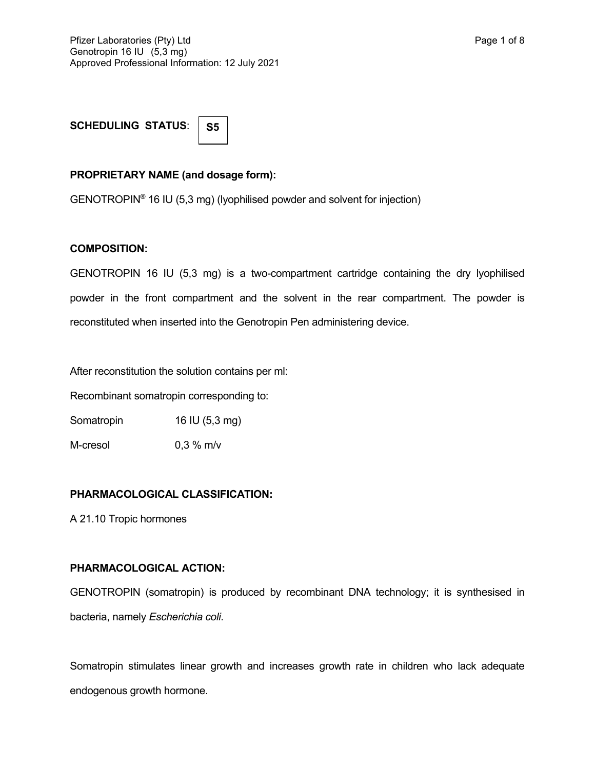**SCHEDULING STATUS**: S5

**PROPRIETARY NAME (and dosage form):**

GENOTROPIN® 16 IU (5,3 mg) (lyophilised powder and solvent for injection)

**COMPOSITION:**

GENOTROPIN 16 IU (5,3 mg) is a two-compartment cartridge containing the dry lyophilised powder in the front compartment and the solvent in the rear compartment. The powder is reconstituted when inserted into the Genotropin Pen administering device.

After reconstitution the solution contains per ml:

Recombinant somatropin corresponding to:

| | |
|---|---|
| Somatropin | 16 IU (5,3 mg) |
| M-cresol | 0,3 % m/v |

**PHARMACOLOGICAL CLASSIFICATION:**

A 21.10 Tropic hormones

**PHARMACOLOGICAL ACTION:**

GENOTROPIN (somatropin) is produced by recombinant DNA technology; it is synthesised in bacteria, namely *Escherichia coli*.

Somatropin stimulates linear growth and increases growth rate in children who lack adequate endogenous growth hormone.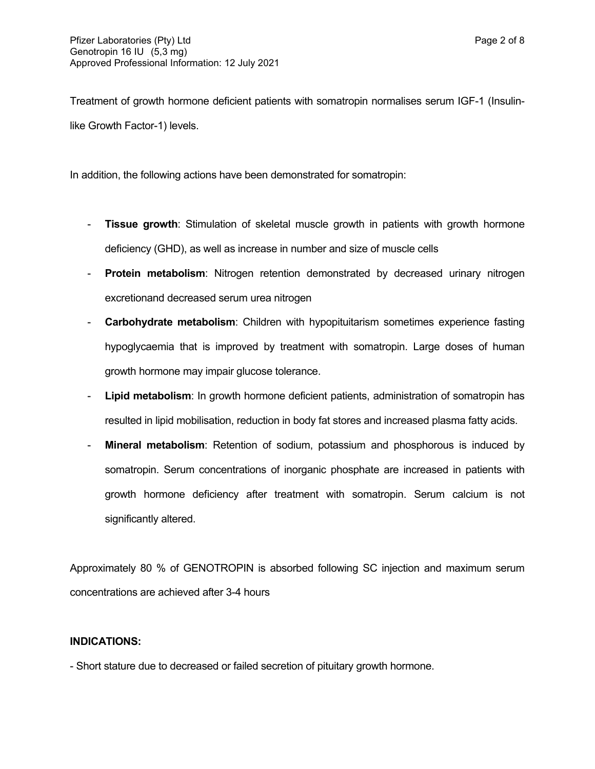Treatment of growth hormone deficient patients with somatropin normalises serum IGF-1 (Insulin-like Growth Factor-1) levels.

In addition, the following actions have been demonstrated for somatropin:

- **Tissue growth**: Stimulation of skeletal muscle growth in patients with growth hormone deficiency (GHD), as well as increase in number and size of muscle cells
- **Protein metabolism**: Nitrogen retention demonstrated by decreased urinary nitrogen excretionand decreased serum urea nitrogen
- **Carbohydrate metabolism**: Children with hypopituitarism sometimes experience fasting hypoglycaemia that is improved by treatment with somatropin. Large doses of human growth hormone may impair glucose tolerance.
- **Lipid metabolism**: In growth hormone deficient patients, administration of somatropin has resulted in lipid mobilisation, reduction in body fat stores and increased plasma fatty acids.
- **Mineral metabolism**: Retention of sodium, potassium and phosphorous is induced by somatropin. Serum concentrations of inorganic phosphate are increased in patients with growth hormone deficiency after treatment with somatropin. Serum calcium is not significantly altered.

Approximately 80 % of GENOTROPIN is absorbed following SC injection and maximum serum concentrations are achieved after 3-4 hours

**INDICATIONS:**

- Short stature due to decreased or failed secretion of pituitary growth hormone.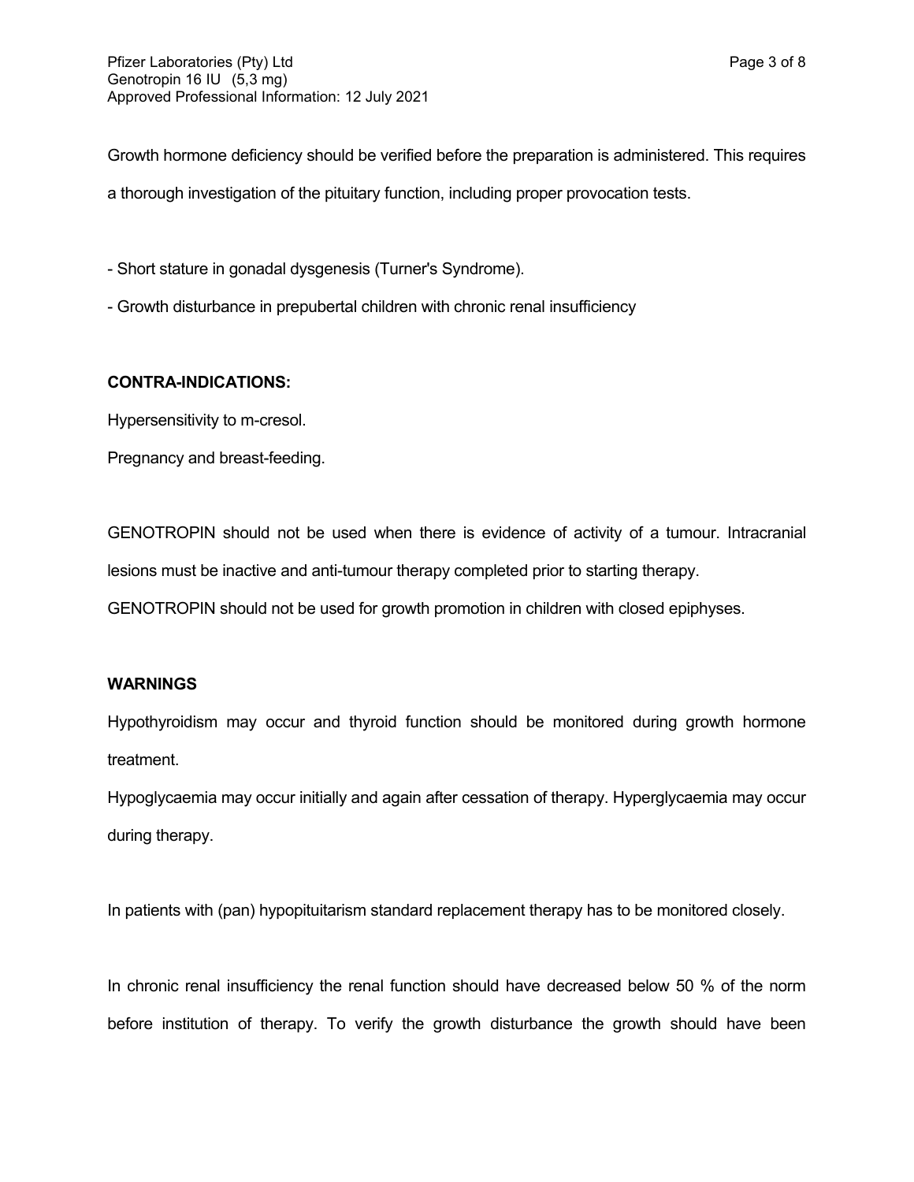Growth hormone deficiency should be verified before the preparation is administered. This requires a thorough investigation of the pituitary function, including proper provocation tests.

- Short stature in gonadal dysgenesis (Turner's Syndrome).
- Growth disturbance in prepubertal children with chronic renal insufficiency

**CONTRA-INDICATIONS:**

Hypersensitivity to m-cresol.

Pregnancy and breast-feeding.

GENOTROPIN should not be used when there is evidence of activity of a tumour. Intracranial lesions must be inactive and anti-tumour therapy completed prior to starting therapy.

GENOTROPIN should not be used for growth promotion in children with closed epiphyses.

**WARNINGS**

Hypothyroidism may occur and thyroid function should be monitored during growth hormone treatment.

Hypoglycaemia may occur initially and again after cessation of therapy. Hyperglycaemia may occur during therapy.

In patients with (pan) hypopituitarism standard replacement therapy has to be monitored closely.

In chronic renal insufficiency the renal function should have decreased below 50 % of the norm before institution of therapy. To verify the growth disturbance the growth should have been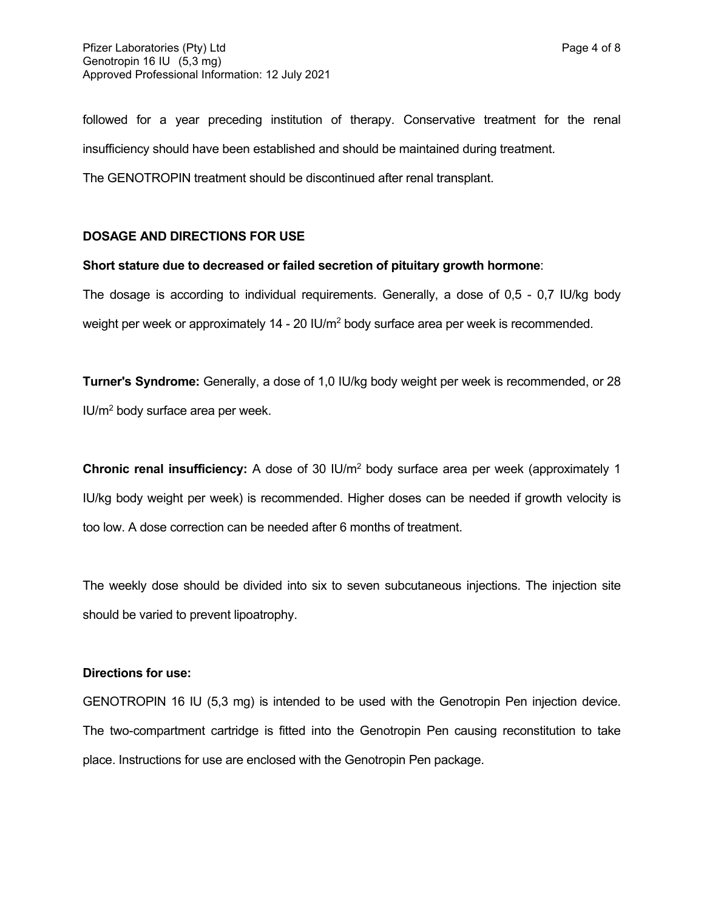followed for a year preceding institution of therapy. Conservative treatment for the renal insufficiency should have been established and should be maintained during treatment.

The GENOTROPIN treatment should be discontinued after renal transplant.

## DOSAGE AND DIRECTIONS FOR USE

**Short stature due to decreased or failed secretion of pituitary growth hormone**:

The dosage is according to individual requirements. Generally, a dose of 0,5 - 0,7 IU/kg body weight per week or approximately 14 - 20 IU/$m^2$ body surface area per week is recommended.

**Turner's Syndrome:** Generally, a dose of 1,0 IU/kg body weight per week is recommended, or 28 IU/$m^2$ body surface area per week.

**Chronic renal insufficiency:** A dose of 30 IU/$m^2$ body surface area per week (approximately 1 IU/kg body weight per week) is recommended. Higher doses can be needed if growth velocity is too low. A dose correction can be needed after 6 months of treatment.

The weekly dose should be divided into six to seven subcutaneous injections. The injection site should be varied to prevent lipoatrophy.

**Directions for use:**

GENOTROPIN 16 IU (5,3 mg) is intended to be used with the Genotropin Pen injection device. The two-compartment cartridge is fitted into the Genotropin Pen causing reconstitution to take place. Instructions for use are enclosed with the Genotropin Pen package.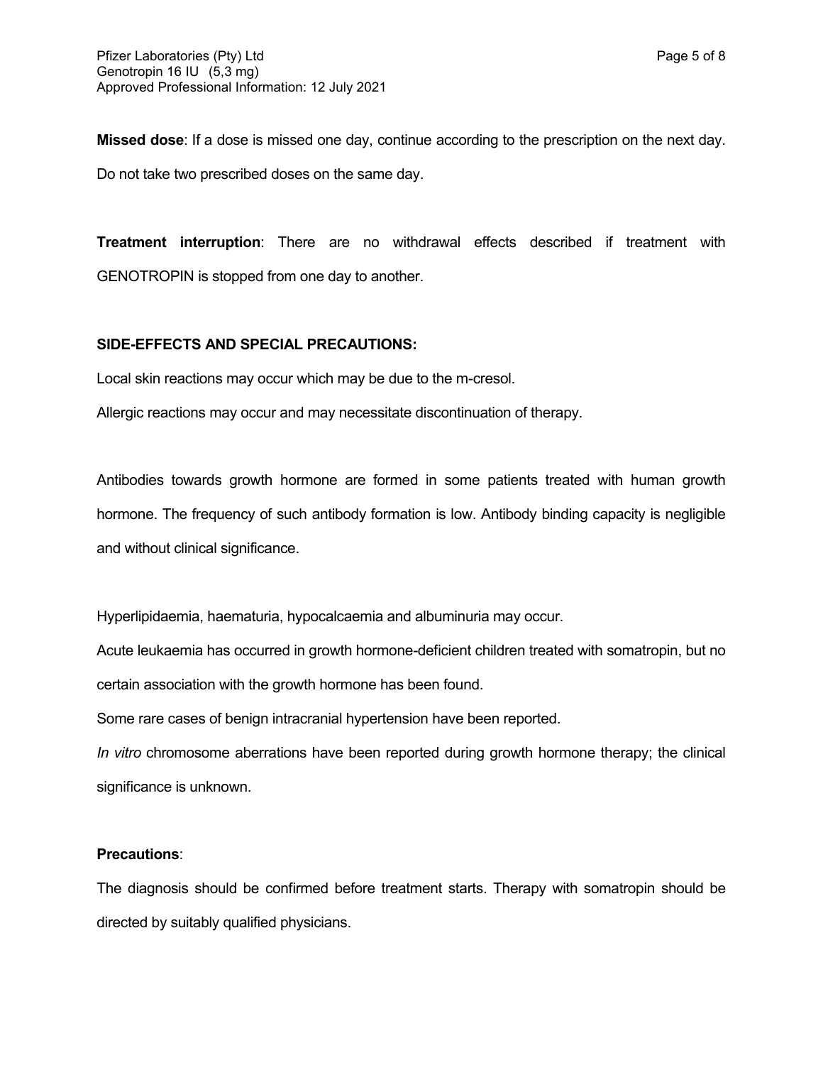**Missed dose**: If a dose is missed one day, continue according to the prescription on the next day. Do not take two prescribed doses on the same day.

**Treatment interruption**: There are no withdrawal effects described if treatment with GENOTROPIN is stopped from one day to another.

**SIDE-EFFECTS AND SPECIAL PRECAUTIONS:**

Local skin reactions may occur which may be due to the m-cresol.

Allergic reactions may occur and may necessitate discontinuation of therapy.

Antibodies towards growth hormone are formed in some patients treated with human growth hormone. The frequency of such antibody formation is low. Antibody binding capacity is negligible and without clinical significance.

Hyperlipidaemia, haematuria, hypocalcaemia and albuminuria may occur.

Acute leukaemia has occurred in growth hormone-deficient children treated with somatropin, but no certain association with the growth hormone has been found.

Some rare cases of benign intracranial hypertension have been reported.

*In vitro* chromosome aberrations have been reported during growth hormone therapy; the clinical significance is unknown.

**Precautions**:

The diagnosis should be confirmed before treatment starts. Therapy with somatropin should be directed by suitably qualified physicians.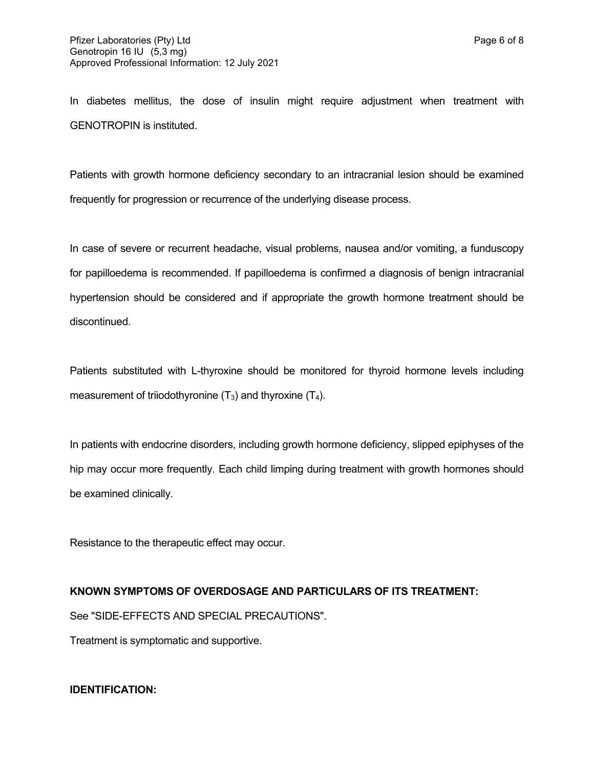In diabetes mellitus, the dose of insulin might require adjustment when treatment with GENOTROPIN is instituted.

Patients with growth hormone deficiency secondary to an intracranial lesion should be examined frequently for progression or recurrence of the underlying disease process.

In case of severe or recurrent headache, visual problems, nausea and/or vomiting, a funduscopy for papilloedema is recommended. If papilloedema is confirmed a diagnosis of benign intracranial hypertension should be considered and if appropriate the growth hormone treatment should be discontinued.

Patients substituted with L-thyroxine should be monitored for thyroid hormone levels including measurement of triiodothyronine ($T_3$) and thyroxine ($T_4$).

In patients with endocrine disorders, including growth hormone deficiency, slipped epiphyses of the hip may occur more frequently. Each child limping during treatment with growth hormones should be examined clinically.

Resistance to the therapeutic effect may occur.

**KNOWN SYMPTOMS OF OVERDOSAGE AND PARTICULARS OF ITS TREATMENT:**

See "SIDE-EFFECTS AND SPECIAL PRECAUTIONS".

Treatment is symptomatic and supportive.

**IDENTIFICATION:**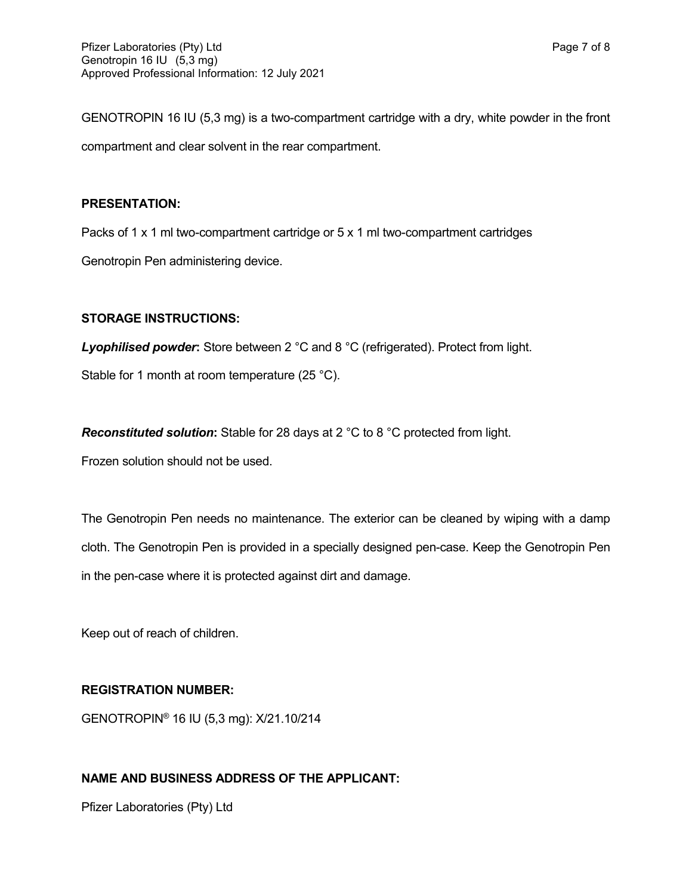GENOTROPIN 16 IU (5,3 mg) is a two-compartment cartridge with a dry, white powder in the front compartment and clear solvent in the rear compartment.

**PRESENTATION:**

Packs of 1 x 1 ml two-compartment cartridge or 5 x 1 ml two-compartment cartridges

Genotropin Pen administering device.

**STORAGE INSTRUCTIONS:**

***Lyophilised powder*:** Store between 2 °C and 8 °C (refrigerated). Protect from light.

Stable for 1 month at room temperature (25 °C).

***Reconstituted solution*:** Stable for 28 days at 2 °C to 8 °C protected from light.

Frozen solution should not be used.

The Genotropin Pen needs no maintenance. The exterior can be cleaned by wiping with a damp cloth. The Genotropin Pen is provided in a specially designed pen-case. Keep the Genotropin Pen in the pen-case where it is protected against dirt and damage.

Keep out of reach of children.

**REGISTRATION NUMBER:**

GENOTROPIN® 16 IU (5,3 mg): X/21.10/214

**NAME AND BUSINESS ADDRESS OF THE APPLICANT:**

Pfizer Laboratories (Pty) Ltd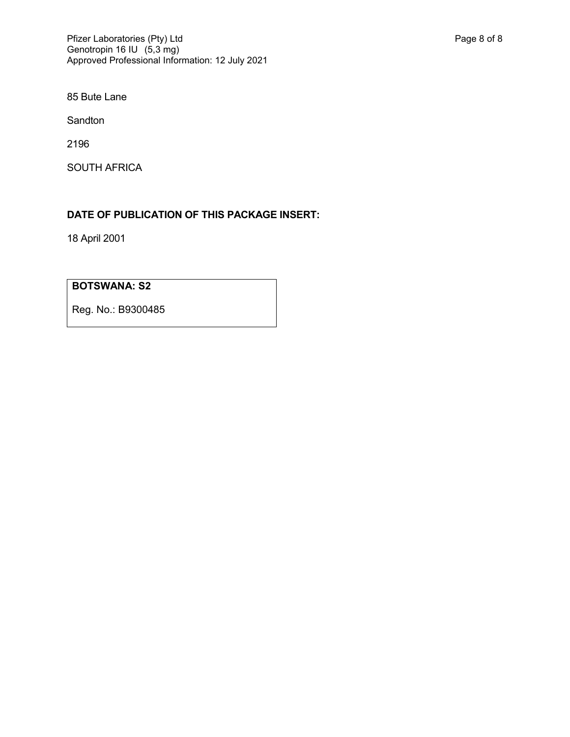85 Bute Lane

Sandton

2196

SOUTH AFRICA

**DATE OF PUBLICATION OF THIS PACKAGE INSERT:**

18 April 2001

| |
|---|
| **BOTSWANA: S2** |
| Reg. No.: B9300485 |